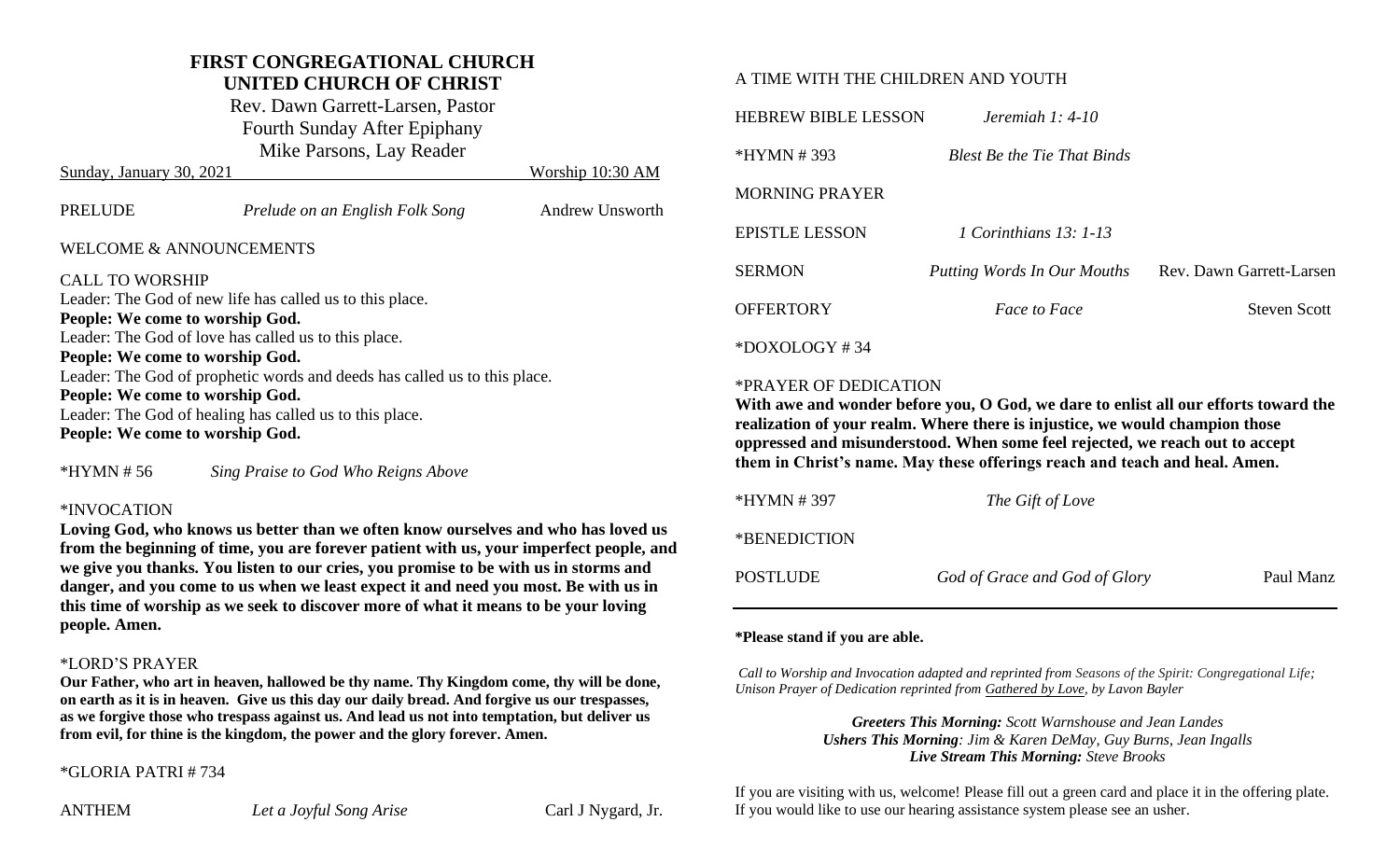# FIRST CONGREGATIONAL CHURCH
## UNITED CHURCH OF CHRIST

Rev. Dawn Garrett-Larsen, Pastor
Fourth Sunday After Epiphany
Mike Parsons, Lay Reader

Sunday, January 30, 2021 — Worship 10:30 AM

PRELUDE — *Prelude on an English Folk Song* — Andrew Unsworth

WELCOME & ANNOUNCEMENTS

CALL TO WORSHIP

Leader: The God of new life has called us to this place.
**People: We come to worship God.**
Leader: The God of love has called us to this place.
**People: We come to worship God.**
Leader: The God of prophetic words and deeds has called us to this place.
**People: We come to worship God.**
Leader: The God of healing has called us to this place.
**People: We come to worship God.**

*HYMN # 56 — *Sing Praise to God Who Reigns Above*

*INVOCATION

**Loving God, who knows us better than we often know ourselves and who has loved us from the beginning of time, you are forever patient with us, your imperfect people, and we give you thanks. You listen to our cries, you promise to be with us in storms and danger, and you come to us when we least expect it and need you most. Be with us in this time of worship as we seek to discover more of what it means to be your loving people. Amen.**

*LORD'S PRAYER

**Our Father, who art in heaven, hallowed be thy name. Thy Kingdom come, thy will be done, on earth as it is in heaven. Give us this day our daily bread. And forgive us our trespasses, as we forgive those who trespass against us. And lead us not into temptation, but deliver us from evil, for thine is the kingdom, the power and the glory forever. Amen.**

*GLORIA PATRI # 734

ANTHEM — *Let a Joyful Song Arise* — Carl J Nygard, Jr.

A TIME WITH THE CHILDREN AND YOUTH

HEBREW BIBLE LESSON — *Jeremiah 1: 4-10*

*HYMN # 393 — *Blest Be the Tie That Binds*

MORNING PRAYER

EPISTLE LESSON — *1 Corinthians 13: 1-13*

SERMON — *Putting Words In Our Mouths* — Rev. Dawn Garrett-Larsen

OFFERTORY — *Face to Face* — Steven Scott

*DOXOLOGY # 34

*PRAYER OF DEDICATION

**With awe and wonder before you, O God, we dare to enlist all our efforts toward the realization of your realm. Where there is injustice, we would champion those oppressed and misunderstood. When some feel rejected, we reach out to accept them in Christ's name. May these offerings reach and teach and heal. Amen.**

*HYMN # 397 — *The Gift of Love*

*BENEDICTION

POSTLUDE — *God of Grace and God of Glory* — Paul Manz

---

**\*Please stand if you are able.**

*Call to Worship and Invocation adapted and reprinted from Seasons of the Spirit: Congregational Life; Unison Prayer of Dedication reprinted from Gathered by Love, by Lavon Bayler*

***Greeters This Morning:*** *Scott Warnshouse and Jean Landes*
***Ushers This Morning****: Jim & Karen DeMay, Guy Burns, Jean Ingalls*
***Live Stream This Morning:*** *Steve Brooks*

If you are visiting with us, welcome! Please fill out a green card and place it in the offering plate. If you would like to use our hearing assistance system please see an usher.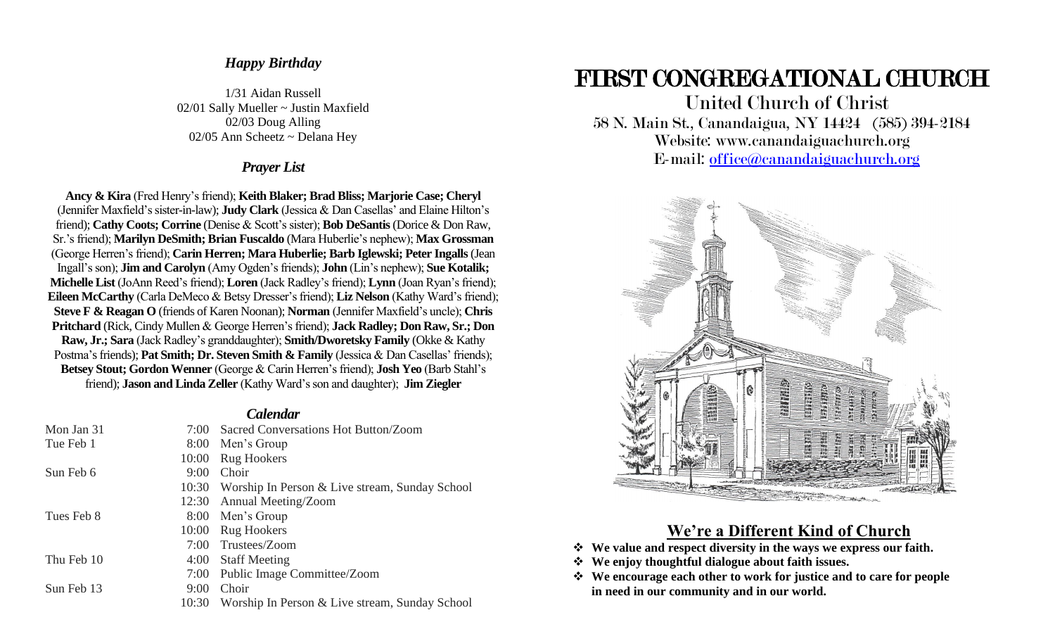### *Happy Birthday*

1/31 Aidan Russell
02/01 Sally Mueller ~ Justin Maxfield
02/03 Doug Alling
02/05 Ann Scheetz ~ Delana Hey

### *Prayer List*

**Ancy & Kira** (Fred Henry's friend); **Keith Blaker; Brad Bliss; Marjorie Case; Cheryl** (Jennifer Maxfield's sister-in-law); **Judy Clark** (Jessica & Dan Casellas' and Elaine Hilton's friend); **Cathy Coots; Corrine** (Denise & Scott's sister); **Bob DeSantis** (Dorice & Don Raw, Sr.'s friend); **Marilyn DeSmith; Brian Fuscaldo** (Mara Huberlie's nephew); **Max Grossman** (George Herren's friend); **Carin Herren; Mara Huberlie; Barb Iglewski; Peter Ingalls** (Jean Ingall's son); **Jim and Carolyn** (Amy Ogden's friends); **John** (Lin's nephew); **Sue Kotalik; Michelle List** (JoAnn Reed's friend); **Loren** (Jack Radley's friend); **Lynn** (Joan Ryan's friend); **Eileen McCarthy** (Carla DeMeco & Betsy Dresser's friend); **Liz Nelson** (Kathy Ward's friend); **Steve F & Reagan O** (friends of Karen Noonan); **Norman** (Jennifer Maxfield's uncle); **Chris Pritchard** (Rick, Cindy Mullen & George Herren's friend); **Jack Radley; Don Raw, Jr.; Sara** (Jack Radley's granddaughter); **Smith/Dworetsky Family** (Okke & Kathy Postma's friends); **Pat Smith; Dr. Steven Smith & Family** (Jessica & Dan Casellas' friends); **Betsey Stout; Gordon Wenner** (George & Carin Herren's friend); **Josh Yeo** (Barb Stahl's friend); **Jason and Linda Zeller** (Kathy Ward's son and daughter); **Jim Ziegler**

### *Calendar*

| | | |
|---|---|---|
| Mon Jan 31 | 7:00 | Sacred Conversations Hot Button/Zoom |
| Tue Feb 1 | 8:00 | Men's Group |
| | 10:00 | Rug Hookers |
| Sun Feb 6 | 9:00 | Choir |
| | 10:30 | Worship In Person & Live stream, Sunday School |
| | 12:30 | Annual Meeting/Zoom |
| Tues Feb 8 | 8:00 | Men's Group |
| | 10:00 | Rug Hookers |
| | 7:00 | Trustees/Zoom |
| Thu Feb 10 | 4:00 | Staff Meeting |
| | 7:00 | Public Image Committee/Zoom |
| Sun Feb 13 | 9:00 | Choir |
| | 10:30 | Worship In Person & Live stream, Sunday School |

# FIRST CONGREGATIONAL CHURCH

United Church of Christ
58 N. Main St., Canandaigua, NY 14424 (585) 394-2184
Website: www.canandaiguachurch.org
E-mail: office@canandaiguachurch.org

## We're a Different Kind of Church

- **We value and respect diversity in the ways we express our faith.**
- **We enjoy thoughtful dialogue about faith issues.**
- **We encourage each other to work for justice and to care for people in need in our community and in our world.**